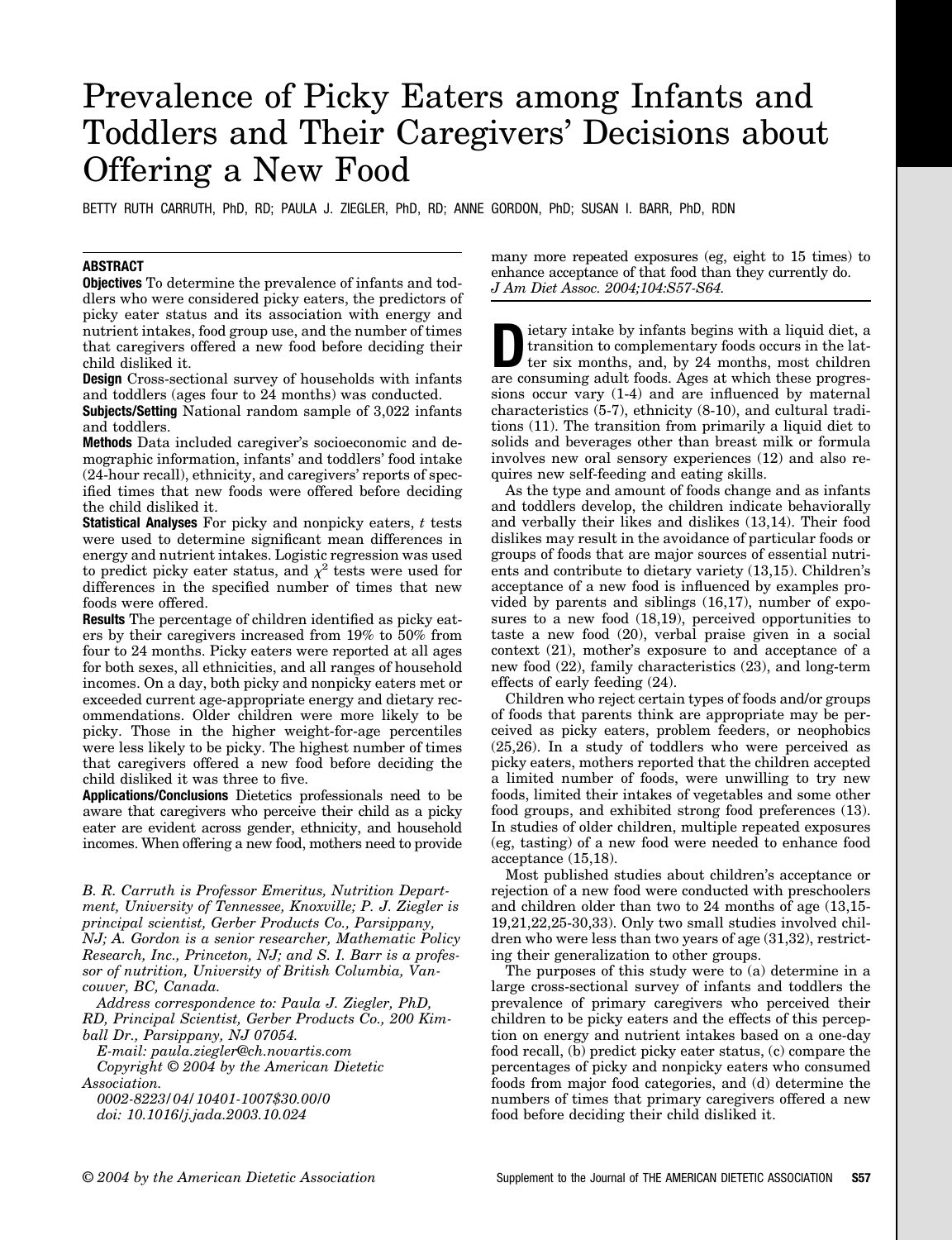# Prevalence of Picky Eaters among Infants and Toddlers and Their Caregivers' Decisions about Offering a New Food

BETTY RUTH CARRUTH, PhD, RD; PAULA J. ZIEGLER, PhD, RD; ANNE GORDON, PhD; SUSAN I. BARR, PhD, RDN

## ABSTRACT

**Objectives** To determine the prevalence of infants and toddlers who were considered picky eaters, the predictors of picky eater status and its association with energy and nutrient intakes, food group use, and the number of times that caregivers offered a new food before deciding their child disliked it.

**Design** Cross-sectional survey of households with infants and toddlers (ages four to 24 months) was conducted.

**Subjects/Setting** National random sample of 3,022 infants and toddlers.

**Methods** Data included caregiver's socioeconomic and demographic information, infants' and toddlers' food intake (24-hour recall), ethnicity, and caregivers' reports of specified times that new foods were offered before deciding the child disliked it.

**Statistical Analyses** For picky and nonpicky eaters, *t* tests were used to determine significant mean differences in energy and nutrient intakes. Logistic regression was used to predict picky eater status, and $\chi^2$ tests were used for differences in the specified number of times that new foods were offered.

**Results** The percentage of children identified as picky eaters by their caregivers increased from 19% to 50% from four to 24 months. Picky eaters were reported at all ages for both sexes, all ethnicities, and all ranges of household incomes. On a day, both picky and nonpicky eaters met or exceeded current age-appropriate energy and dietary recommendations. Older children were more likely to be picky. Those in the higher weight-for-age percentiles were less likely to be picky. The highest number of times that caregivers offered a new food before deciding the child disliked it was three to five.

**Applications/Conclusions** Dietetics professionals need to be aware that caregivers who perceive their child as a picky eater are evident across gender, ethnicity, and household incomes. When offering a new food, mothers need to provide many more repeated exposures (eg, eight to 15 times) to enhance acceptance of that food than they currently do.

*J Am Diet Assoc. 2004;104:S57-S64.*

*B. R. Carruth is Professor Emeritus, Nutrition Department, University of Tennessee, Knoxville; P. J. Ziegler is principal scientist, Gerber Products Co., Parsippany, NJ; A. Gordon is a senior researcher, Mathematic Policy Research, Inc., Princeton, NJ; and S. I. Barr is a professor of nutrition, University of British Columbia, Vancouver, BC, Canada.*

*Address correspondence to: Paula J. Ziegler, PhD, RD, Principal Scientist, Gerber Products Co., 200 Kimball Dr., Parsippany, NJ 07054.*

*E-mail: paula.ziegler@ch.novartis.com*

*Copyright © 2004 by the American Dietetic Association.*

*0002-8223/04/10401-1007$30.00/0*

*doi: 10.1016/j.jada.2003.10.024*

Dietary intake by infants begins with a liquid diet, a transition to complementary foods occurs in the latter six months, and, by 24 months, most children are consuming adult foods. Ages at which these progressions occur vary (1-4) and are influenced by maternal characteristics (5-7), ethnicity (8-10), and cultural traditions (11). The transition from primarily a liquid diet to solids and beverages other than breast milk or formula involves new oral sensory experiences (12) and also requires new self-feeding and eating skills.

As the type and amount of foods change and as infants and toddlers develop, the children indicate behaviorally and verbally their likes and dislikes (13,14). Their food dislikes may result in the avoidance of particular foods or groups of foods that are major sources of essential nutrients and contribute to dietary variety (13,15). Children's acceptance of a new food is influenced by examples provided by parents and siblings (16,17), number of exposures to a new food (18,19), perceived opportunities to taste a new food (20), verbal praise given in a social context (21), mother's exposure to and acceptance of a new food (22), family characteristics (23), and long-term effects of early feeding (24).

Children who reject certain types of foods and/or groups of foods that parents think are appropriate may be perceived as picky eaters, problem feeders, or neophobics (25,26). In a study of toddlers who were perceived as picky eaters, mothers reported that the children accepted a limited number of foods, were unwilling to try new foods, limited their intakes of vegetables and some other food groups, and exhibited strong food preferences (13). In studies of older children, multiple repeated exposures (eg, tasting) of a new food were needed to enhance food acceptance (15,18).

Most published studies about children's acceptance or rejection of a new food were conducted with preschoolers and children older than two to 24 months of age (13,15-19,21,22,25-30,33). Only two small studies involved children who were less than two years of age (31,32), restricting their generalization to other groups.

The purposes of this study were to (a) determine in a large cross-sectional survey of infants and toddlers the prevalence of primary caregivers who perceived their children to be picky eaters and the effects of this perception on energy and nutrient intakes based on a one-day food recall, (b) predict picky eater status, (c) compare the percentages of picky and nonpicky eaters who consumed foods from major food categories, and (d) determine the numbers of times that primary caregivers offered a new food before deciding their child disliked it.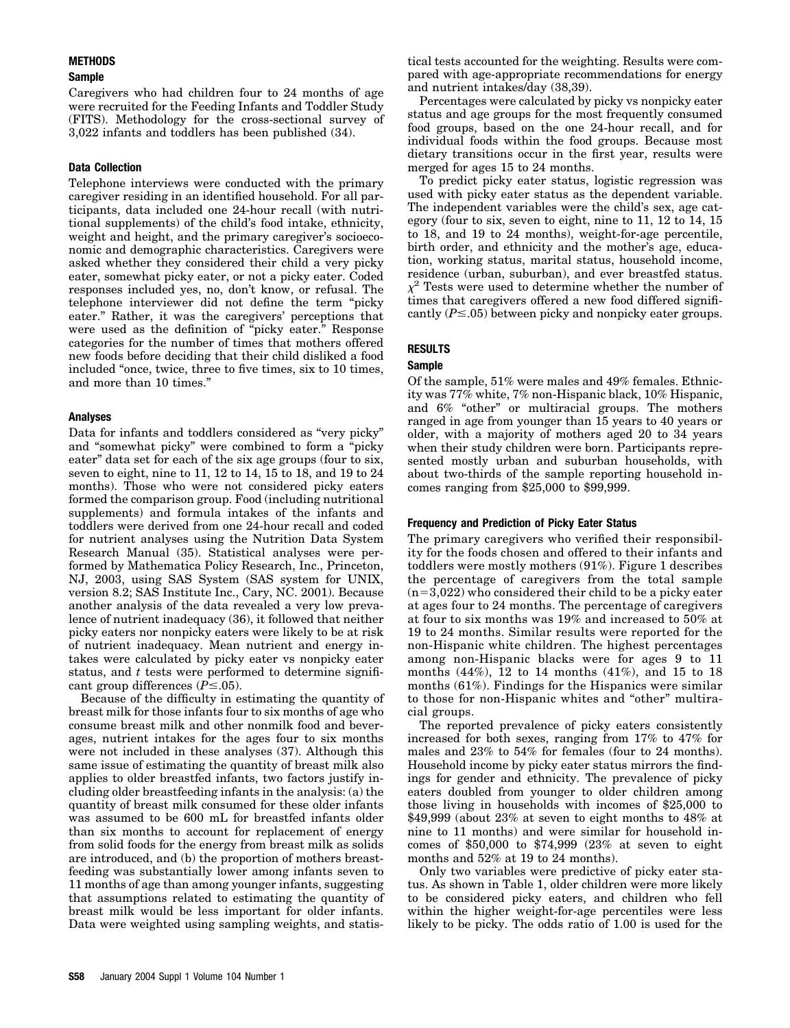## METHODS

### Sample

Caregivers who had children four to 24 months of age were recruited for the Feeding Infants and Toddler Study (FITS). Methodology for the cross-sectional survey of 3,022 infants and toddlers has been published (34).

### Data Collection

Telephone interviews were conducted with the primary caregiver residing in an identified household. For all participants, data included one 24-hour recall (with nutritional supplements) of the child's food intake, ethnicity, weight and height, and the primary caregiver's socioeconomic and demographic characteristics. Caregivers were asked whether they considered their child a very picky eater, somewhat picky eater, or not a picky eater. Coded responses included yes, no, don't know, or refusal. The telephone interviewer did not define the term "picky eater." Rather, it was the caregivers' perceptions that were used as the definition of "picky eater." Response categories for the number of times that mothers offered new foods before deciding that their child disliked a food included "once, twice, three to five times, six to 10 times, and more than 10 times."

### Analyses

Data for infants and toddlers considered as "very picky" and "somewhat picky" were combined to form a "picky eater" data set for each of the six age groups (four to six, seven to eight, nine to 11, 12 to 14, 15 to 18, and 19 to 24 months). Those who were not considered picky eaters formed the comparison group. Food (including nutritional supplements) and formula intakes of the infants and toddlers were derived from one 24-hour recall and coded for nutrient analyses using the Nutrition Data System Research Manual (35). Statistical analyses were performed by Mathematica Policy Research, Inc., Princeton, NJ, 2003, using SAS System (SAS system for UNIX, version 8.2; SAS Institute Inc., Cary, NC. 2001). Because another analysis of the data revealed a very low prevalence of nutrient inadequacy (36), it followed that neither picky eaters nor nonpicky eaters were likely to be at risk of nutrient inadequacy. Mean nutrient and energy intakes were calculated by picky eater vs nonpicky eater status, and *t* tests were performed to determine significant group differences ($P \leq .05$).

Because of the difficulty in estimating the quantity of breast milk for those infants four to six months of age who consume breast milk and other nonmilk food and beverages, nutrient intakes for the ages four to six months were not included in these analyses (37). Although this same issue of estimating the quantity of breast milk also applies to older breastfed infants, two factors justify including older breastfeeding infants in the analysis: (a) the quantity of breast milk consumed for these older infants was assumed to be 600 mL for breastfed infants older than six months to account for replacement of energy from solid foods for the energy from breast milk as solids are introduced, and (b) the proportion of mothers breastfeeding was substantially lower among infants seven to 11 months of age than among younger infants, suggesting that assumptions related to estimating the quantity of breast milk would be less important for older infants. Data were weighted using sampling weights, and statistical tests accounted for the weighting. Results were compared with age-appropriate recommendations for energy and nutrient intakes/day (38,39).

Percentages were calculated by picky vs nonpicky eater status and age groups for the most frequently consumed food groups, based on the one 24-hour recall, and for individual foods within the food groups. Because most dietary transitions occur in the first year, results were merged for ages 15 to 24 months.

To predict picky eater status, logistic regression was used with picky eater status as the dependent variable. The independent variables were the child's sex, age category (four to six, seven to eight, nine to 11, 12 to 14, 15 to 18, and 19 to 24 months), weight-for-age percentile, birth order, and ethnicity and the mother's age, education, working status, marital status, household income, residence (urban, suburban), and ever breastfed status. $\chi^2$ Tests were used to determine whether the number of times that caregivers offered a new food differed significantly ($P \leq .05$) between picky and nonpicky eater groups.

## RESULTS

### Sample

Of the sample, 51% were males and 49% females. Ethnicity was 77% white, 7% non-Hispanic black, 10% Hispanic, and 6% "other" or multiracial groups. The mothers ranged in age from younger than 15 years to 40 years or older, with a majority of mothers aged 20 to 34 years when their study children were born. Participants represented mostly urban and suburban households, with about two-thirds of the sample reporting household incomes ranging from \$25,000 to \$99,999.

### Frequency and Prediction of Picky Eater Status

The primary caregivers who verified their responsibility for the foods chosen and offered to their infants and toddlers were mostly mothers (91%). Figure 1 describes the percentage of caregivers from the total sample ($n = 3,022$) who considered their child to be a picky eater at ages four to 24 months. The percentage of caregivers at four to six months was 19% and increased to 50% at 19 to 24 months. Similar results were reported for the non-Hispanic white children. The highest percentages among non-Hispanic blacks were for ages 9 to 11 months (44%), 12 to 14 months (41%), and 15 to 18 months (61%). Findings for the Hispanics were similar to those for non-Hispanic whites and "other" multiracial groups.

The reported prevalence of picky eaters consistently increased for both sexes, ranging from 17% to 47% for males and 23% to 54% for females (four to 24 months). Household income by picky eater status mirrors the findings for gender and ethnicity. The prevalence of picky eaters doubled from younger to older children among those living in households with incomes of \$25,000 to \$49,999 (about 23% at seven to eight months to 48% at nine to 11 months) and were similar for household incomes of \$50,000 to \$74,999 (23% at seven to eight months and 52% at 19 to 24 months).

Only two variables were predictive of picky eater status. As shown in Table 1, older children were more likely to be considered picky eaters, and children who fell within the higher weight-for-age percentiles were less likely to be picky. The odds ratio of 1.00 is used for the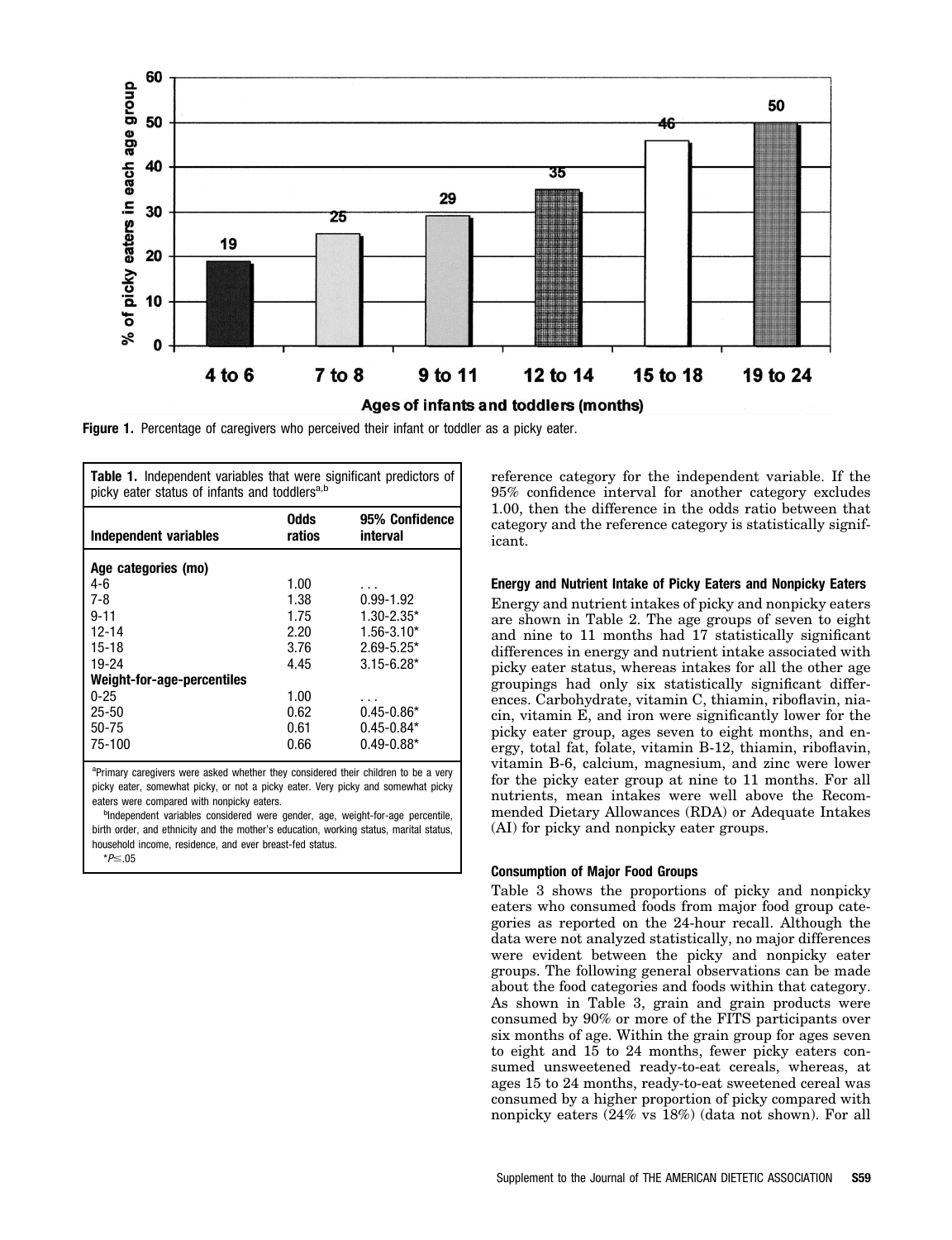Figure 1. Percentage of caregivers who perceived their infant or toddler as a picky eater.

**Table 1.** Independent variables that were significant predictors of picky eater status of infants and toddlers[a,b]

| Independent variables | Odds ratios | 95% Confidence interval |
|---|---|---|
| **Age categories (mo)** | | |
| 4-6 | 1.00 | . . . |
| 7-8 | 1.38 | 0.99-1.92 |
| 9-11 | 1.75 | 1.30-2.35* |
| 12-14 | 2.20 | 1.56-3.10* |
| 15-18 | 3.76 | 2.69-5.25* |
| 19-24 | 4.45 | 3.15-6.28* |
| **Weight-for-age-percentiles** | | |
| 0-25 | 1.00 | . . . |
| 25-50 | 0.62 | 0.45-0.86* |
| 50-75 | 0.61 | 0.45-0.84* |
| 75-100 | 0.66 | 0.49-0.88* |

[a]Primary caregivers were asked whether they considered their children to be a very picky eater, somewhat picky, or not a picky eater. Very picky and somewhat picky eaters were compared with nonpicky eaters.

[b]Independent variables considered were gender, age, weight-for-age percentile, birth order, and ethnicity and the mother's education, working status, marital status, household income, residence, and ever breast-fed status.

*$P \leq .05$

reference category for the independent variable. If the 95% confidence interval for another category excludes 1.00, then the difference in the odds ratio between that category and the reference category is statistically significant.

### Energy and Nutrient Intake of Picky Eaters and Nonpicky Eaters

Energy and nutrient intakes of picky and nonpicky eaters are shown in Table 2. The age groups of seven to eight and nine to 11 months had 17 statistically significant differences in energy and nutrient intake associated with picky eater status, whereas intakes for all the other age groupings had only six statistically significant differences. Carbohydrate, vitamin C, thiamin, riboflavin, niacin, vitamin E, and iron were significantly lower for the picky eater group, ages seven to eight months, and energy, total fat, folate, vitamin B-12, thiamin, riboflavin, vitamin B-6, calcium, magnesium, and zinc were lower for the picky eater group at nine to 11 months. For all nutrients, mean intakes were well above the Recommended Dietary Allowances (RDA) or Adequate Intakes (AI) for picky and nonpicky eater groups.

### Consumption of Major Food Groups

Table 3 shows the proportions of picky and nonpicky eaters who consumed foods from major food group categories as reported on the 24-hour recall. Although the data were not analyzed statistically, no major differences were evident between the picky and nonpicky eater groups. The following general observations can be made about the food categories and foods within that category. As shown in Table 3, grain and grain products were consumed by 90% or more of the FITS participants over six months of age. Within the grain group for ages seven to eight and 15 to 24 months, fewer picky eaters consumed unsweetened ready-to-eat cereals, whereas, at ages 15 to 24 months, ready-to-eat sweetened cereal was consumed by a higher proportion of picky compared with nonpicky eaters (24% vs 18%) (data not shown). For all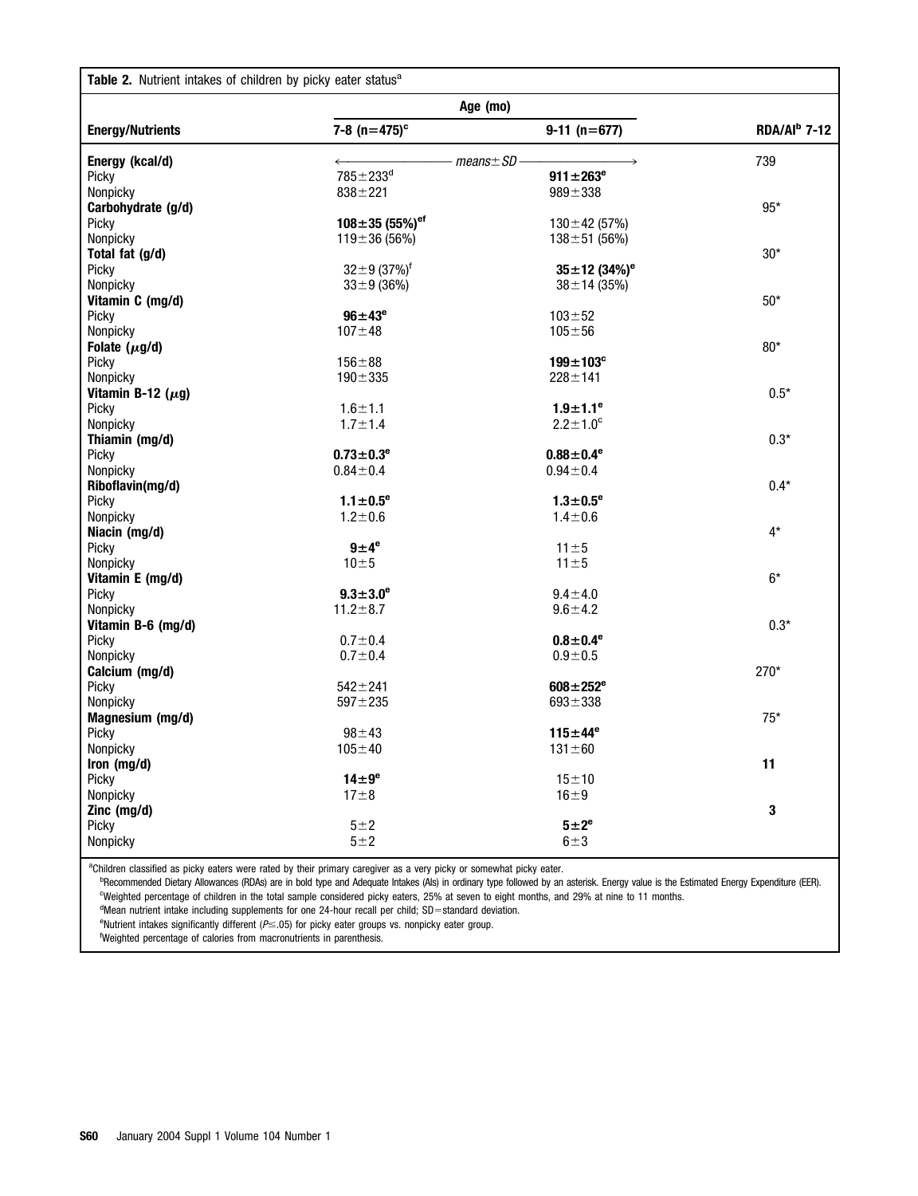**Table 2.** Nutrient intakes of children by picky eater status[a]

| Energy/Nutrients | Age (mo) 7-8 (n=475)[c] | Age (mo) 9-11 (n=677) | RDA/AI[b] 7-12 |
|---|---|---|---|
| | ← means± SD → | | |
| **Energy (kcal/d)** | | | 739 |
| Picky | 785±233[d] | **911±263[e]** | |
| Nonpicky | 838±221 | 989±338 | |
| **Carbohydrate (g/d)** | | | 95* |
| Picky | **108±35 (55%)[ef]** | 130±42 (57%) | |
| Nonpicky | 119±36 (56%) | 138±51 (56%) | |
| **Total fat (g/d)** | | | 30* |
| Picky | 32±9 (37%)[f] | **35±12 (34%)[e]** | |
| Nonpicky | 33±9 (36%) | 38±14 (35%) | |
| **Vitamin C (mg/d)** | | | 50* |
| Picky | **96±43[e]** | 103±52 | |
| Nonpicky | 107±48 | 105±56 | |
| **Folate (μg/d)** | | | 80* |
| Picky | 156±88 | **199±103[c]** | |
| Nonpicky | 190±335 | 228±141 | |
| **Vitamin B-12 (μg)** | | | 0.5* |
| Picky | 1.6±1.1 | **1.9±1.1[e]** | |
| Nonpicky | 1.7±1.4 | 2.2±1.0[c] | |
| **Thiamin (mg/d)** | | | 0.3* |
| Picky | **0.73±0.3[e]** | **0.88±0.4[e]** | |
| Nonpicky | 0.84±0.4 | 0.94±0.4 | |
| **Riboflavin(mg/d)** | | | 0.4* |
| Picky | **1.1±0.5[e]** | **1.3±0.5[e]** | |
| Nonpicky | 1.2±0.6 | 1.4±0.6 | |
| **Niacin (mg/d)** | | | 4* |
| Picky | **9±4[e]** | 11±5 | |
| Nonpicky | 10±5 | 11±5 | |
| **Vitamin E (mg/d)** | | | 6* |
| Picky | **9.3±3.0[e]** | 9.4±4.0 | |
| Nonpicky | 11.2±8.7 | 9.6±4.2 | |
| **Vitamin B-6 (mg/d)** | | | 0.3* |
| Picky | 0.7±0.4 | **0.8±0.4[e]** | |
| Nonpicky | 0.7±0.4 | 0.9±0.5 | |
| **Calcium (mg/d)** | | | 270* |
| Picky | 542±241 | **608±252[e]** | |
| Nonpicky | 597±235 | 693±338 | |
| **Magnesium (mg/d)** | | | 75* |
| Picky | 98±43 | **115±44[e]** | |
| Nonpicky | 105±40 | 131±60 | |
| **Iron (mg/d)** | | | **11** |
| Picky | **14±9[e]** | 15±10 | |
| Nonpicky | 17±8 | 16±9 | |
| **Zinc (mg/d)** | | | **3** |
| Picky | 5±2 | **5±2[e]** | |
| Nonpicky | 5±2 | 6±3 | |

[a]Children classified as picky eaters were rated by their primary caregiver as a very picky or somewhat picky eater.
[b]Recommended Dietary Allowances (RDAs) are in bold type and Adequate Intakes (AIs) in ordinary type followed by an asterisk. Energy value is the Estimated Energy Expenditure (EER).
[c]Weighted percentage of children in the total sample considered picky eaters, 25% at seven to eight months, and 29% at nine to 11 months.
[d]Mean nutrient intake including supplements for one 24-hour recall per child; SD=standard deviation.
[e]Nutrient intakes significantly different ($P \leq .05$) for picky eater groups vs. nonpicky eater group.
[f]Weighted percentage of calories from macronutrients in parenthesis.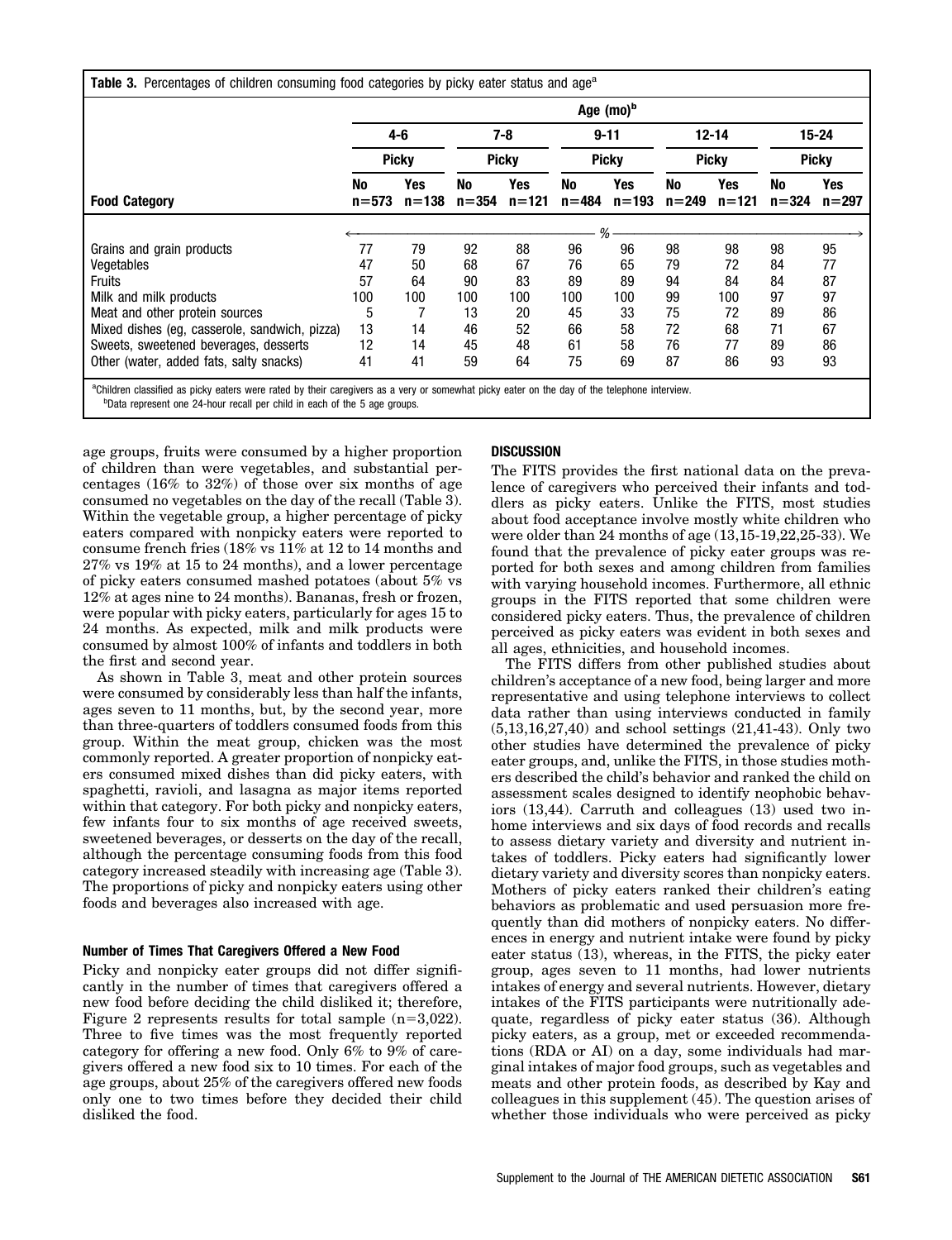**Table 3.** Percentages of children consuming food categories by picky eater status and age[a]

| Food Category | Age (mo)[b] 4-6 Picky No n=573 | 4-6 Picky Yes n=138 | 7-8 Picky No n=354 | 7-8 Picky Yes n=121 | 9-11 Picky No n=484 | 9-11 Picky Yes n=193 | 12-14 Picky No n=249 | 12-14 Picky Yes n=121 | 15-24 Picky No n=324 | 15-24 Picky Yes n=297 |
|---|---|---|---|---|---|---|---|---|---|---|
| | ← | | | | % | | | | | → |
| Grains and grain products | 77 | 79 | 92 | 88 | 96 | 96 | 98 | 98 | 98 | 95 |
| Vegetables | 47 | 50 | 68 | 67 | 76 | 65 | 79 | 72 | 84 | 77 |
| Fruits | 57 | 64 | 90 | 83 | 89 | 89 | 94 | 84 | 84 | 87 |
| Milk and milk products | 100 | 100 | 100 | 100 | 100 | 100 | 99 | 100 | 97 | 97 |
| Meat and other protein sources | 5 | 7 | 13 | 20 | 45 | 33 | 75 | 72 | 89 | 86 |
| Mixed dishes (eg, casserole, sandwich, pizza) | 13 | 14 | 46 | 52 | 66 | 58 | 72 | 68 | 71 | 67 |
| Sweets, sweetened beverages, desserts | 12 | 14 | 45 | 48 | 61 | 58 | 76 | 77 | 89 | 86 |
| Other (water, added fats, salty snacks) | 41 | 41 | 59 | 64 | 75 | 69 | 87 | 86 | 93 | 93 |

[a]Children classified as picky eaters were rated by their caregivers as a very or somewhat picky eater on the day of the telephone interview.
[b]Data represent one 24-hour recall per child in each of the 5 age groups.

age groups, fruits were consumed by a higher proportion of children than were vegetables, and substantial percentages (16% to 32%) of those over six months of age consumed no vegetables on the day of the recall (Table 3). Within the vegetable group, a higher percentage of picky eaters compared with nonpicky eaters were reported to consume french fries (18% vs 11% at 12 to 14 months and 27% vs 19% at 15 to 24 months), and a lower percentage of picky eaters consumed mashed potatoes (about 5% vs 12% at ages nine to 24 months). Bananas, fresh or frozen, were popular with picky eaters, particularly for ages 15 to 24 months. As expected, milk and milk products were consumed by almost 100% of infants and toddlers in both the first and second year.

As shown in Table 3, meat and other protein sources were consumed by considerably less than half the infants, ages seven to 11 months, but, by the second year, more than three-quarters of toddlers consumed foods from this group. Within the meat group, chicken was the most commonly reported. A greater proportion of nonpicky eaters consumed mixed dishes than did picky eaters, with spaghetti, ravioli, and lasagna as major items reported within that category. For both picky and nonpicky eaters, few infants four to six months of age received sweets, sweetened beverages, or desserts on the day of the recall, although the percentage consuming foods from this food category increased steadily with increasing age (Table 3). The proportions of picky and nonpicky eaters using other foods and beverages also increased with age.

#### Number of Times That Caregivers Offered a New Food

Picky and nonpicky eater groups did not differ significantly in the number of times that caregivers offered a new food before deciding the child disliked it; therefore, Figure 2 represents results for total sample (n=3,022). Three to five times was the most frequently reported category for offering a new food. Only 6% to 9% of caregivers offered a new food six to 10 times. For each of the age groups, about 25% of the caregivers offered new foods only one to two times before they decided their child disliked the food.

### DISCUSSION

The FITS provides the first national data on the prevalence of caregivers who perceived their infants and toddlers as picky eaters. Unlike the FITS, most studies about food acceptance involve mostly white children who were older than 24 months of age (13,15-19,22,25-33). We found that the prevalence of picky eater groups was reported for both sexes and among children from families with varying household incomes. Furthermore, all ethnic groups in the FITS reported that some children were considered picky eaters. Thus, the prevalence of children perceived as picky eaters was evident in both sexes and all ages, ethnicities, and household incomes.

The FITS differs from other published studies about children's acceptance of a new food, being larger and more representative and using telephone interviews to collect data rather than using interviews conducted in family (5,13,16,27,40) and school settings (21,41-43). Only two other studies have determined the prevalence of picky eater groups and, unlike the FITS, in those studies mothers described the child's behavior and ranked the child on assessment scales designed to identify neophobic behaviors (13,44). Carruth and colleagues (13) used two in-home interviews and six days of food records and recalls to assess dietary variety and diversity and nutrient intakes of toddlers. Picky eaters had significantly lower dietary variety and diversity scores than nonpicky eaters. Mothers of picky eaters ranked their children's eating behaviors as problematic and used persuasion more frequently than did mothers of nonpicky eaters. No differences in energy and nutrient intake were found by picky eater status (13), whereas, in the FITS, the picky eater group, ages seven to 11 months, had lower nutrients intakes of energy and several nutrients. However, dietary intakes of the FITS participants were nutritionally adequate, regardless of picky eater status (36). Although picky eaters, as a group, met or exceeded recommendations (RDA or AI) on a day, some individuals had marginal intakes of major food groups, such as vegetables and meats and other protein foods, as described by Kay and colleagues in this supplement (45). The question arises of whether those individuals who were perceived as picky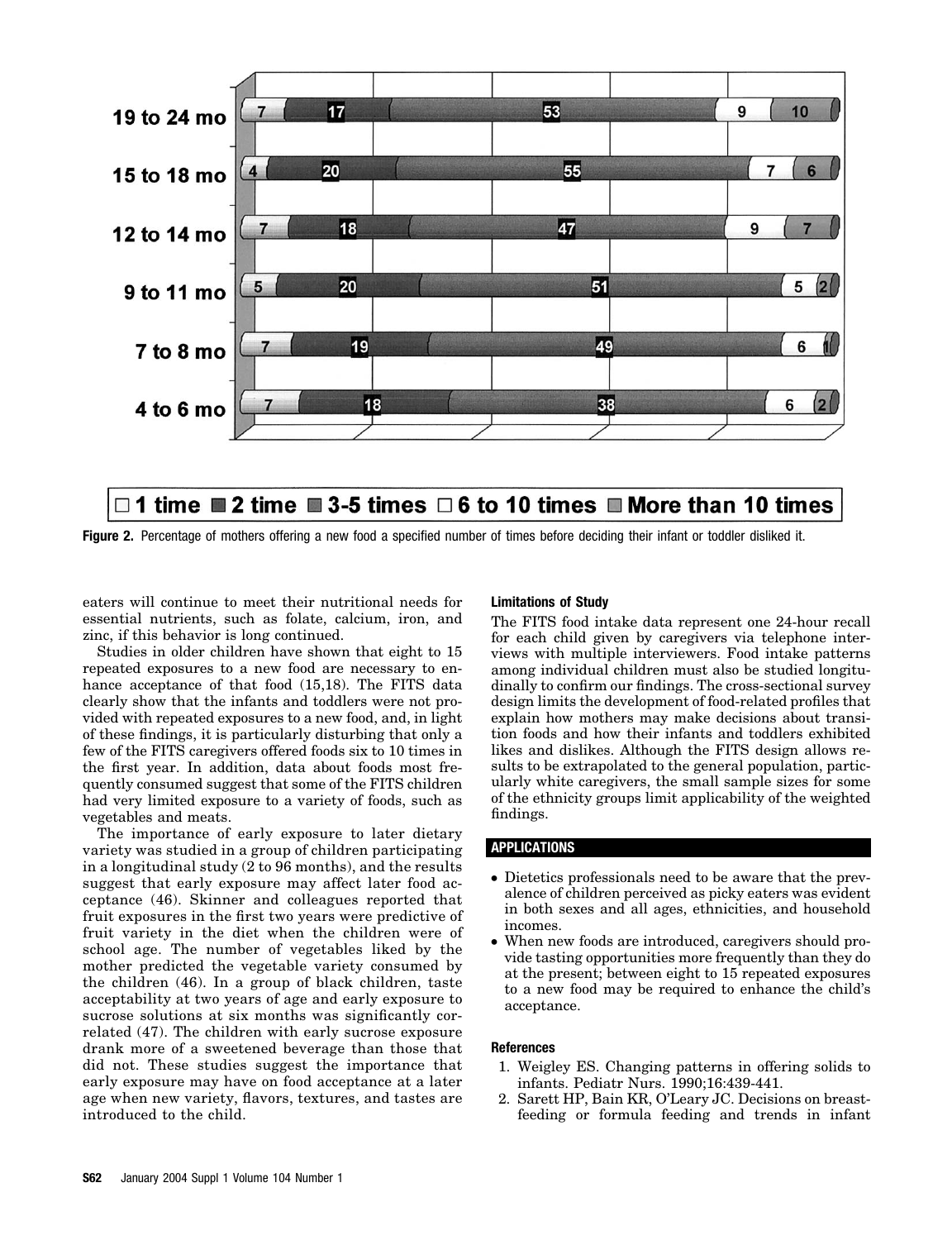| | 1 time | 2 time | 3-5 times | 6 to 10 times | More than 10 times |
|---|---|---|---|---|---|
| 19 to 24 mo | 7 | 17 | 53 | 9 | 10 |
| 15 to 18 mo | 4 | 20 | 55 | 7 | 6 |
| 12 to 14 mo | 7 | 18 | 47 | 9 | 7 |
| 9 to 11 mo | 5 | 20 | 51 | 5 | 2 |
| 7 to 8 mo | 7 | 19 | 49 | 6 | 1 |
| 4 to 6 mo | 7 | 18 | 38 | 6 | 2 |

**Figure 2.** Percentage of mothers offering a new food a specified number of times before deciding their infant or toddler disliked it.

eaters will continue to meet their nutritional needs for essential nutrients, such as folate, calcium, iron, and zinc, if this behavior is long continued.

Studies in older children have shown that eight to 15 repeated exposures to a new food are necessary to enhance acceptance of that food (15,18). The FITS data clearly show that the infants and toddlers were not provided with repeated exposures to a new food, and, in light of these findings, it is particularly disturbing that only a few of the FITS caregivers offered foods six to 10 times in the first year. In addition, data about foods most frequently consumed suggest that some of the FITS children had very limited exposure to a variety of foods, such as vegetables and meats.

The importance of early exposure to later dietary variety was studied in a group of children participating in a longitudinal study (2 to 96 months), and the results suggest that early exposure may affect later food acceptance (46). Skinner and colleagues reported that fruit exposures in the first two years were predictive of fruit variety in the diet when the children were of school age. The number of vegetables liked by the mother predicted the vegetable variety consumed by the children (46). In a group of black children, taste acceptability at two years of age and early exposure to sucrose solutions at six months was significantly correlated (47). The children with early sucrose exposure drank more of a sweetened beverage than those that did not. These studies suggest the importance that early exposure may have on food acceptance at a later age when new variety, flavors, textures, and tastes are introduced to the child.

#### Limitations of Study

The FITS food intake data represent one 24-hour recall for each child given by caregivers via telephone interviews with multiple interviewers. Food intake patterns among individual children must also be studied longitudinally to confirm our findings. The cross-sectional survey design limits the development of food-related profiles that explain how mothers may make decisions about transition foods and how their infants and toddlers exhibited likes and dislikes. Although the FITS design allows results to be extrapolated to the general population, particularly white caregivers, the small sample sizes for some of the ethnicity groups limit applicability of the weighted findings.

## APPLICATIONS

- Dietetics professionals need to be aware that the prevalence of children perceived as picky eaters was evident in both sexes and all ages, ethnicities, and household incomes.
- When new foods are introduced, caregivers should provide tasting opportunities more frequently than they do at the present; between eight to 15 repeated exposures to a new food may be required to enhance the child's acceptance.

#### References

1. Weigley ES. Changing patterns in offering solids to infants. Pediatr Nurs. 1990;16:439-441.
2. Sarett HP, Bain KR, O'Leary JC. Decisions on breastfeeding or formula feeding and trends in infant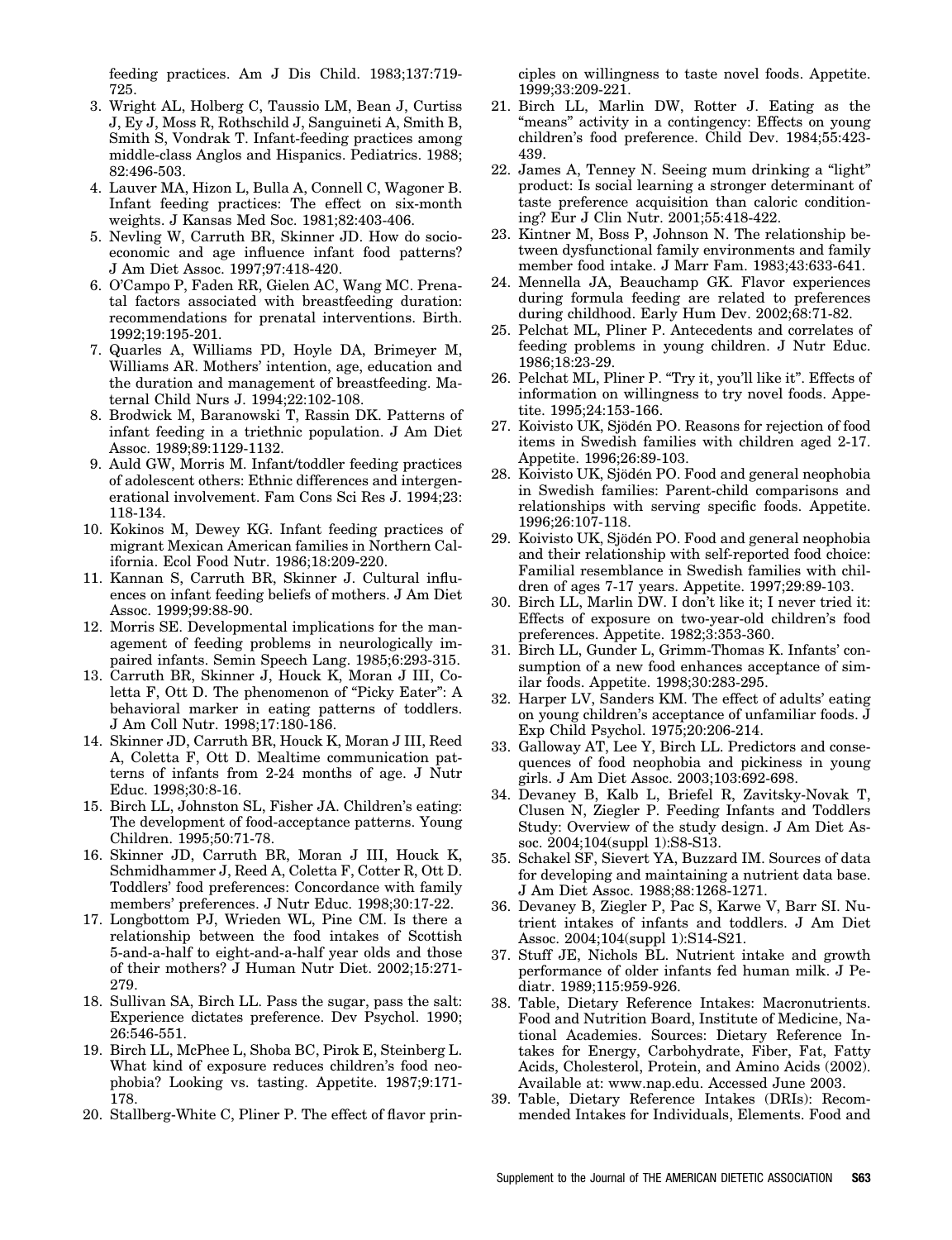feeding practices. Am J Dis Child. 1983;137:719-725.

3. Wright AL, Holberg C, Taussio LM, Bean J, Curtiss J, Ey J, Moss R, Rothschild J, Sanguineti A, Smith B, Smith S, Vondrak T. Infant-feeding practices among middle-class Anglos and Hispanics. Pediatrics. 1988; 82:496-503.
4. Lauver MA, Hizon L, Bulla A, Connell C, Wagoner B. Infant feeding practices: The effect on six-month weights. J Kansas Med Soc. 1981;82:403-406.
5. Nevling W, Carruth BR, Skinner JD. How do socio-economic and age influence infant food patterns? J Am Diet Assoc. 1997;97:418-420.
6. O'Campo P, Faden RR, Gielen AC, Wang MC. Prenatal factors associated with breastfeeding duration: recommendations for prenatal interventions. Birth. 1992;19:195-201.
7. Quarles A, Williams PD, Hoyle DA, Brimeyer M, Williams AR. Mothers' intention, age, education and the duration and management of breastfeeding. Maternal Child Nurs J. 1994;22:102-108.
8. Brodwick M, Baranowski T, Rassin DK. Patterns of infant feeding in a triethnic population. J Am Diet Assoc. 1989;89:1129-1132.
9. Auld GW, Morris M. Infant/toddler feeding practices of adolescent others: Ethnic differences and intergenerational involvement. Fam Cons Sci Res J. 1994;23: 118-134.
10. Kokinos M, Dewey KG. Infant feeding practices of migrant Mexican American families in Northern California. Ecol Food Nutr. 1986;18:209-220.
11. Kannan S, Carruth BR, Skinner J. Cultural influences on infant feeding beliefs of mothers. J Am Diet Assoc. 1999;99:88-90.
12. Morris SE. Developmental implications for the management of feeding problems in neurologically impaired infants. Semin Speech Lang. 1985;6:293-315.
13. Carruth BR, Skinner J, Houck K, Moran J III, Coletta F, Ott D. The phenomenon of "Picky Eater": A behavioral marker in eating patterns of toddlers. J Am Coll Nutr. 1998;17:180-186.
14. Skinner JD, Carruth BR, Houck K, Moran J III, Reed A, Coletta F, Ott D. Mealtime communication patterns of infants from 2-24 months of age. J Nutr Educ. 1998;30:8-16.
15. Birch LL, Johnston SL, Fisher JA. Children's eating: The development of food-acceptance patterns. Young Children. 1995;50:71-78.
16. Skinner JD, Carruth BR, Moran J III, Houck K, Schmidhammer J, Reed A, Coletta F, Cotter R, Ott D. Toddlers' food preferences: Concordance with family members' preferences. J Nutr Educ. 1998;30:17-22.
17. Longbottom PJ, Wrieden WL, Pine CM. Is there a relationship between the food intakes of Scottish 5-and-a-half to eight-and-a-half year olds and those of their mothers? J Human Nutr Diet. 2002;15:271-279.
18. Sullivan SA, Birch LL. Pass the sugar, pass the salt: Experience dictates preference. Dev Psychol. 1990; 26:546-551.
19. Birch LL, McPhee L, Shoba BC, Pirok E, Steinberg L. What kind of exposure reduces children's food neophobia? Looking vs. tasting. Appetite. 1987;9:171-178.
20. Stallberg-White C, Pliner P. The effect of flavor principles on willingness to taste novel foods. Appetite. 1999;33:209-221.
21. Birch LL, Marlin DW, Rotter J. Eating as the "means" activity in a contingency: Effects on young children's food preference. Child Dev. 1984;55:423-439.
22. James A, Tenney N. Seeing mum drinking a "light" product: Is social learning a stronger determinant of taste preference acquisition than caloric conditioning? Eur J Clin Nutr. 2001;55:418-422.
23. Kintner M, Boss P, Johnson N. The relationship between dysfunctional family environments and family member food intake. J Marr Fam. 1983;43:633-641.
24. Mennella JA, Beauchamp GK. Flavor experiences during formula feeding are related to preferences during childhood. Early Hum Dev. 2002;68:71-82.
25. Pelchat ML, Pliner P. Antecedents and correlates of feeding problems in young children. J Nutr Educ. 1986;18:23-29.
26. Pelchat ML, Pliner P. "Try it, you'll like it". Effects of information on willingness to try novel foods. Appetite. 1995;24:153-166.
27. Koivisto UK, Sjödén PO. Reasons for rejection of food items in Swedish families with children aged 2-17. Appetite. 1996;26:89-103.
28. Koivisto UK, Sjödén PO. Food and general neophobia in Swedish families: Parent-child comparisons and relationships with serving specific foods. Appetite. 1996;26:107-118.
29. Koivisto UK, Sjödén PO. Food and general neophobia and their relationship with self-reported food choice: Familial resemblance in Swedish families with children of ages 7-17 years. Appetite. 1997;29:89-103.
30. Birch LL, Marlin DW. I don't like it; I never tried it: Effects of exposure on two-year-old children's food preferences. Appetite. 1982;3:353-360.
31. Birch LL, Gunder L, Grimm-Thomas K. Infants' consumption of a new food enhances acceptance of similar foods. Appetite. 1998;30:283-295.
32. Harper LV, Sanders KM. The effect of adults' eating on young children's acceptance of unfamiliar foods. J Exp Child Psychol. 1975;20:206-214.
33. Galloway AT, Lee Y, Birch LL. Predictors and consequences of food neophobia and pickiness in young girls. J Am Diet Assoc. 2003;103:692-698.
34. Devaney B, Kalb L, Briefel R, Zavitsky-Novak T, Clusen N, Ziegler P. Feeding Infants and Toddlers Study: Overview of the study design. J Am Diet Assoc. 2004;104(suppl 1):S8-S13.
35. Schakel SF, Sievert YA, Buzzard IM. Sources of data for developing and maintaining a nutrient data base. J Am Diet Assoc. 1988;88:1268-1271.
36. Devaney B, Ziegler P, Pac S, Karwe V, Barr SI. Nutrient intakes of infants and toddlers. J Am Diet Assoc. 2004;104(suppl 1):S14-S21.
37. Stuff JE, Nichols BL. Nutrient intake and growth performance of older infants fed human milk. J Pediatr. 1989;115:959-926.
38. Table, Dietary Reference Intakes: Macronutrients. Food and Nutrition Board, Institute of Medicine, National Academies. Sources: Dietary Reference Intakes for Energy, Carbohydrate, Fiber, Fat, Fatty Acids, Cholesterol, Protein, and Amino Acids (2002). Available at: www.nap.edu. Accessed June 2003.
39. Table, Dietary Reference Intakes (DRIs): Recommended Intakes for Individuals, Elements. Food and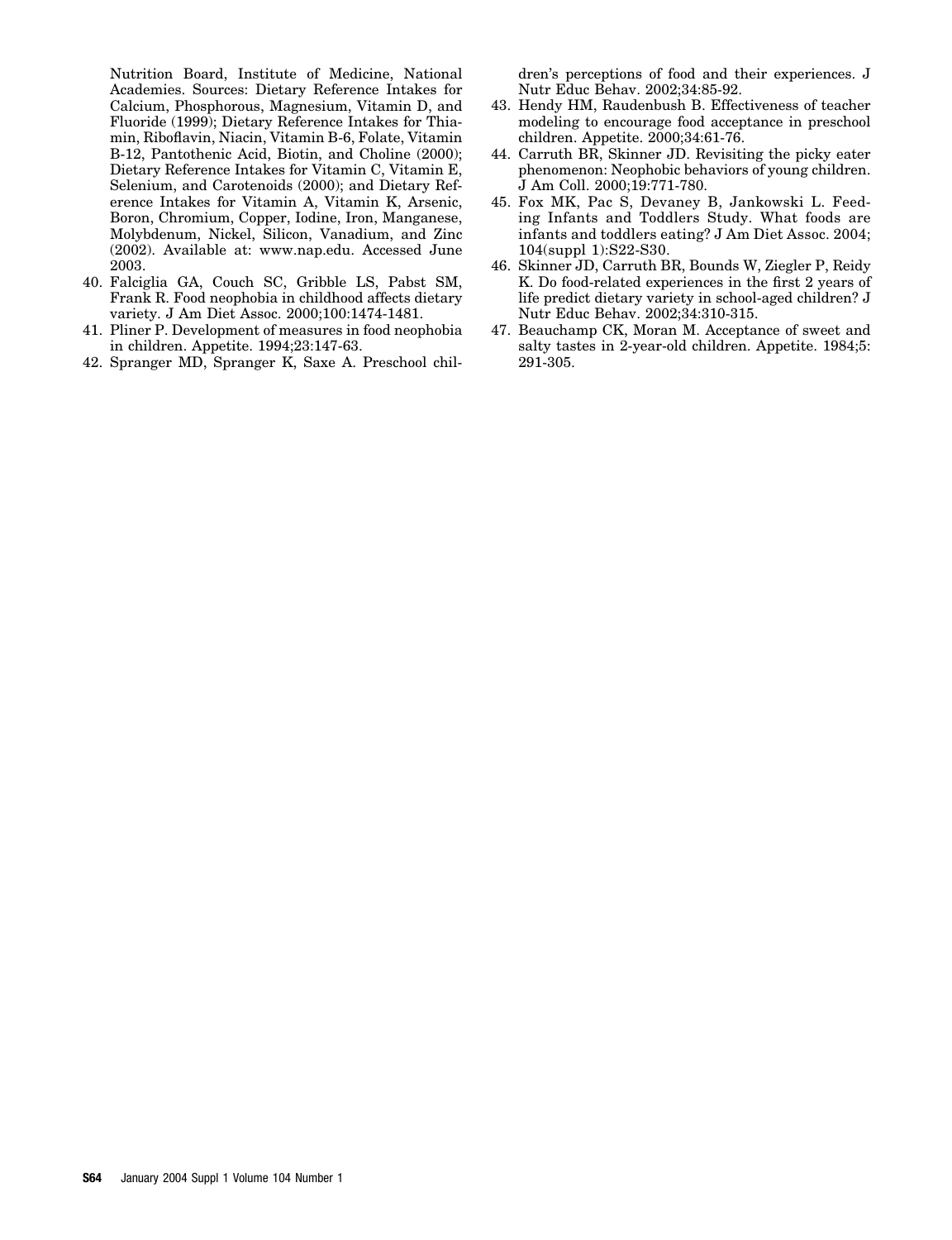Nutrition Board, Institute of Medicine, National Academies. Sources: Dietary Reference Intakes for Calcium, Phosphorous, Magnesium, Vitamin D, and Fluoride (1999); Dietary Reference Intakes for Thiamin, Riboflavin, Niacin, Vitamin B-6, Folate, Vitamin B-12, Pantothenic Acid, Biotin, and Choline (2000); Dietary Reference Intakes for Vitamin C, Vitamin E, Selenium, and Carotenoids (2000); and Dietary Reference Intakes for Vitamin A, Vitamin K, Arsenic, Boron, Chromium, Copper, Iodine, Iron, Manganese, Molybdenum, Nickel, Silicon, Vanadium, and Zinc (2002). Available at: www.nap.edu. Accessed June 2003.

40. Falciglia GA, Couch SC, Gribble LS, Pabst SM, Frank R. Food neophobia in childhood affects dietary variety. J Am Diet Assoc. 2000;100:1474-1481.
41. Pliner P. Development of measures in food neophobia in children. Appetite. 1994;23:147-63.
42. Spranger MD, Spranger K, Saxe A. Preschool children's perceptions of food and their experiences. J Nutr Educ Behav. 2002;34:85-92.
43. Hendy HM, Raudenbush B. Effectiveness of teacher modeling to encourage food acceptance in preschool children. Appetite. 2000;34:61-76.
44. Carruth BR, Skinner JD. Revisiting the picky eater phenomenon: Neophobic behaviors of young children. J Am Coll. 2000;19:771-780.
45. Fox MK, Pac S, Devaney B, Jankowski L. Feeding Infants and Toddlers Study. What foods are infants and toddlers eating? J Am Diet Assoc. 2004; 104(suppl 1):S22-S30.
46. Skinner JD, Carruth BR, Bounds W, Ziegler P, Reidy K. Do food-related experiences in the first 2 years of life predict dietary variety in school-aged children? J Nutr Educ Behav. 2002;34:310-315.
47. Beauchamp CK, Moran M. Acceptance of sweet and salty tastes in 2-year-old children. Appetite. 1984;5: 291-305.